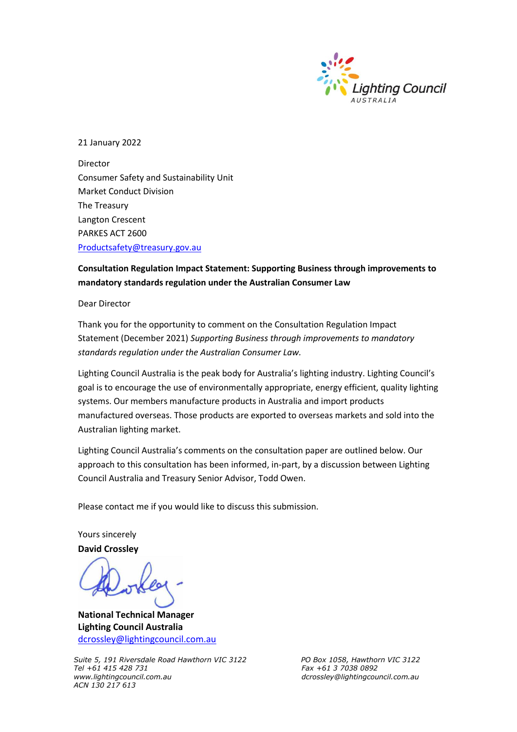Lighting Council AUSTRALIA

21 January 2022

Director
Consumer Safety and Sustainability Unit
Market Conduct Division
The Treasury
Langton Crescent
PARKES ACT 2600
Productsafety@treasury.gov.au

**Consultation Regulation Impact Statement: Supporting Business through improvements to mandatory standards regulation under the Australian Consumer Law**

Dear Director

Thank you for the opportunity to comment on the Consultation Regulation Impact Statement (December 2021) *Supporting Business through improvements to mandatory standards regulation under the Australian Consumer Law.*

Lighting Council Australia is the peak body for Australia's lighting industry. Lighting Council's goal is to encourage the use of environmentally appropriate, energy efficient, quality lighting systems. Our members manufacture products in Australia and import products manufactured overseas. Those products are exported to overseas markets and sold into the Australian lighting market.

Lighting Council Australia's comments on the consultation paper are outlined below. Our approach to this consultation has been informed, in-part, by a discussion between Lighting Council Australia and Treasury Senior Advisor, Todd Owen.

Please contact me if you would like to discuss this submission.

Yours sincerely
**David Crossley**

**National Technical Manager**
**Lighting Council Australia**
dcrossley@lightingcouncil.com.au

*Suite 5, 191 Riversdale Road Hawthorn VIC 3122*
*Tel +61 415 428 731*
*www.lightingcouncil.com.au*
*ACN 130 217 613*

*PO Box 1058, Hawthorn VIC 3122*
*Fax +61 3 7038 0892*
*dcrossley@lightingcouncil.com.au*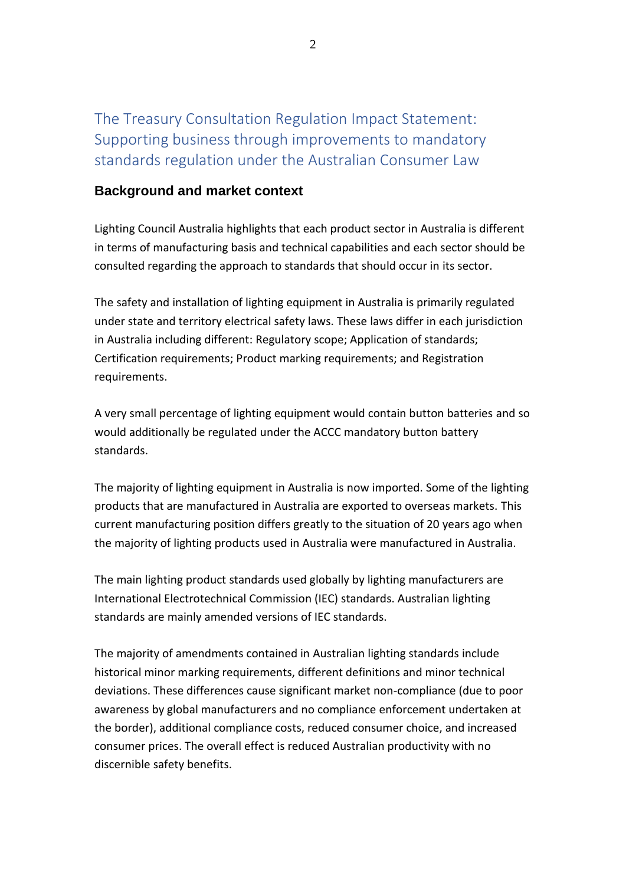## The Treasury Consultation Regulation Impact Statement: Supporting business through improvements to mandatory standards regulation under the Australian Consumer Law

### Background and market context

Lighting Council Australia highlights that each product sector in Australia is different in terms of manufacturing basis and technical capabilities and each sector should be consulted regarding the approach to standards that should occur in its sector.

The safety and installation of lighting equipment in Australia is primarily regulated under state and territory electrical safety laws. These laws differ in each jurisdiction in Australia including different: Regulatory scope; Application of standards; Certification requirements; Product marking requirements; and Registration requirements.

A very small percentage of lighting equipment would contain button batteries and so would additionally be regulated under the ACCC mandatory button battery standards.

The majority of lighting equipment in Australia is now imported. Some of the lighting products that are manufactured in Australia are exported to overseas markets. This current manufacturing position differs greatly to the situation of 20 years ago when the majority of lighting products used in Australia were manufactured in Australia.

The main lighting product standards used globally by lighting manufacturers are International Electrotechnical Commission (IEC) standards. Australian lighting standards are mainly amended versions of IEC standards.

The majority of amendments contained in Australian lighting standards include historical minor marking requirements, different definitions and minor technical deviations. These differences cause significant market non-compliance (due to poor awareness by global manufacturers and no compliance enforcement undertaken at the border), additional compliance costs, reduced consumer choice, and increased consumer prices. The overall effect is reduced Australian productivity with no discernible safety benefits.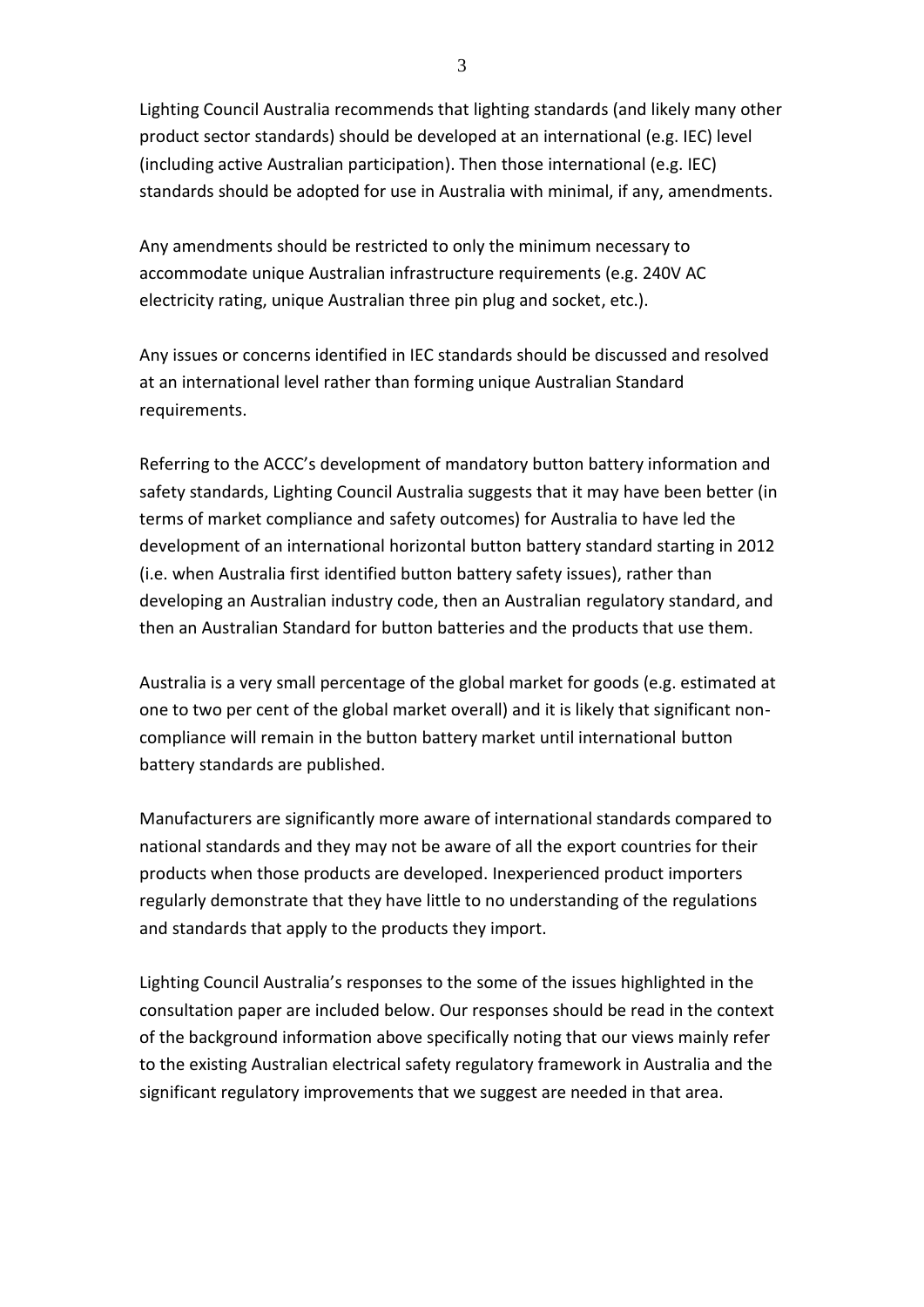Lighting Council Australia recommends that lighting standards (and likely many other product sector standards) should be developed at an international (e.g. IEC) level (including active Australian participation). Then those international (e.g. IEC) standards should be adopted for use in Australia with minimal, if any, amendments.

Any amendments should be restricted to only the minimum necessary to accommodate unique Australian infrastructure requirements (e.g. 240V AC electricity rating, unique Australian three pin plug and socket, etc.).

Any issues or concerns identified in IEC standards should be discussed and resolved at an international level rather than forming unique Australian Standard requirements.

Referring to the ACCC's development of mandatory button battery information and safety standards, Lighting Council Australia suggests that it may have been better (in terms of market compliance and safety outcomes) for Australia to have led the development of an international horizontal button battery standard starting in 2012 (i.e. when Australia first identified button battery safety issues), rather than developing an Australian industry code, then an Australian regulatory standard, and then an Australian Standard for button batteries and the products that use them.

Australia is a very small percentage of the global market for goods (e.g. estimated at one to two per cent of the global market overall) and it is likely that significant non-compliance will remain in the button battery market until international button battery standards are published.

Manufacturers are significantly more aware of international standards compared to national standards and they may not be aware of all the export countries for their products when those products are developed. Inexperienced product importers regularly demonstrate that they have little to no understanding of the regulations and standards that apply to the products they import.

Lighting Council Australia's responses to the some of the issues highlighted in the consultation paper are included below. Our responses should be read in the context of the background information above specifically noting that our views mainly refer to the existing Australian electrical safety regulatory framework in Australia and the significant regulatory improvements that we suggest are needed in that area.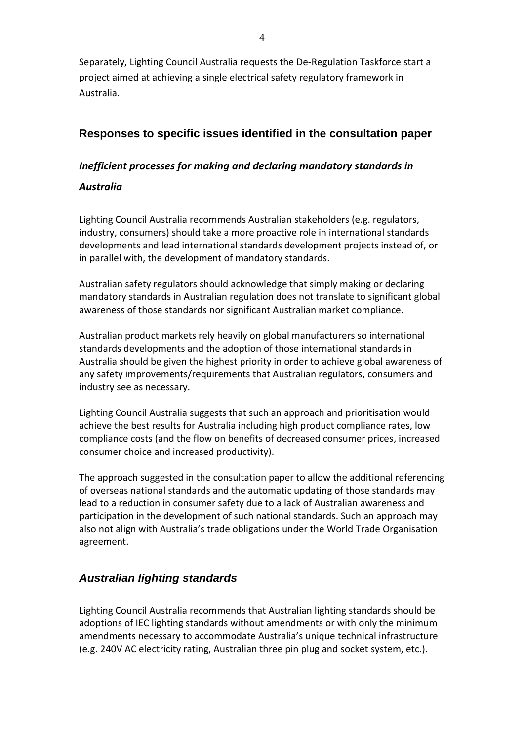Separately, Lighting Council Australia requests the De-Regulation Taskforce start a project aimed at achieving a single electrical safety regulatory framework in Australia.

## Responses to specific issues identified in the consultation paper

### *Inefficient processes for making and declaring mandatory standards in Australia*

Lighting Council Australia recommends Australian stakeholders (e.g. regulators, industry, consumers) should take a more proactive role in international standards developments and lead international standards development projects instead of, or in parallel with, the development of mandatory standards.

Australian safety regulators should acknowledge that simply making or declaring mandatory standards in Australian regulation does not translate to significant global awareness of those standards nor significant Australian market compliance.

Australian product markets rely heavily on global manufacturers so international standards developments and the adoption of those international standards in Australia should be given the highest priority in order to achieve global awareness of any safety improvements/requirements that Australian regulators, consumers and industry see as necessary.

Lighting Council Australia suggests that such an approach and prioritisation would achieve the best results for Australia including high product compliance rates, low compliance costs (and the flow on benefits of decreased consumer prices, increased consumer choice and increased productivity).

The approach suggested in the consultation paper to allow the additional referencing of overseas national standards and the automatic updating of those standards may lead to a reduction in consumer safety due to a lack of Australian awareness and participation in the development of such national standards. Such an approach may also not align with Australia's trade obligations under the World Trade Organisation agreement.

## *Australian lighting standards*

Lighting Council Australia recommends that Australian lighting standards should be adoptions of IEC lighting standards without amendments or with only the minimum amendments necessary to accommodate Australia's unique technical infrastructure (e.g. 240V AC electricity rating, Australian three pin plug and socket system, etc.).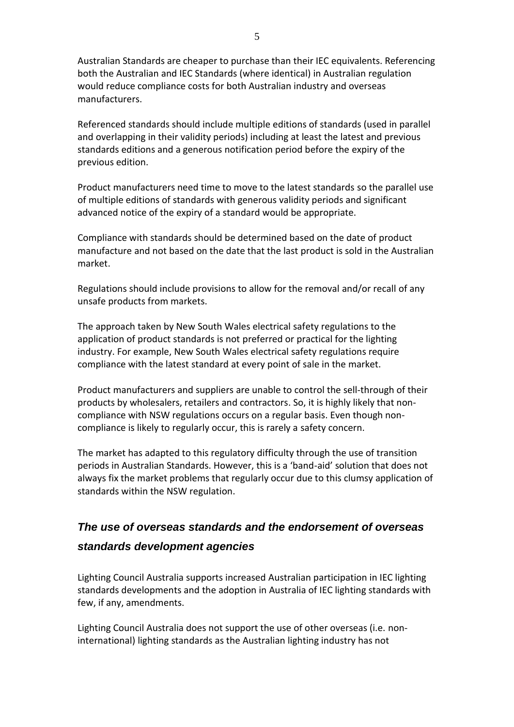Australian Standards are cheaper to purchase than their IEC equivalents. Referencing both the Australian and IEC Standards (where identical) in Australian regulation would reduce compliance costs for both Australian industry and overseas manufacturers.

Referenced standards should include multiple editions of standards (used in parallel and overlapping in their validity periods) including at least the latest and previous standards editions and a generous notification period before the expiry of the previous edition.

Product manufacturers need time to move to the latest standards so the parallel use of multiple editions of standards with generous validity periods and significant advanced notice of the expiry of a standard would be appropriate.

Compliance with standards should be determined based on the date of product manufacture and not based on the date that the last product is sold in the Australian market.

Regulations should include provisions to allow for the removal and/or recall of any unsafe products from markets.

The approach taken by New South Wales electrical safety regulations to the application of product standards is not preferred or practical for the lighting industry. For example, New South Wales electrical safety regulations require compliance with the latest standard at every point of sale in the market.

Product manufacturers and suppliers are unable to control the sell-through of their products by wholesalers, retailers and contractors. So, it is highly likely that non-compliance with NSW regulations occurs on a regular basis. Even though non-compliance is likely to regularly occur, this is rarely a safety concern.

The market has adapted to this regulatory difficulty through the use of transition periods in Australian Standards. However, this is a 'band-aid' solution that does not always fix the market problems that regularly occur due to this clumsy application of standards within the NSW regulation.

## *The use of overseas standards and the endorsement of overseas standards development agencies*

Lighting Council Australia supports increased Australian participation in IEC lighting standards developments and the adoption in Australia of IEC lighting standards with few, if any, amendments.

Lighting Council Australia does not support the use of other overseas (i.e. non-international) lighting standards as the Australian lighting industry has not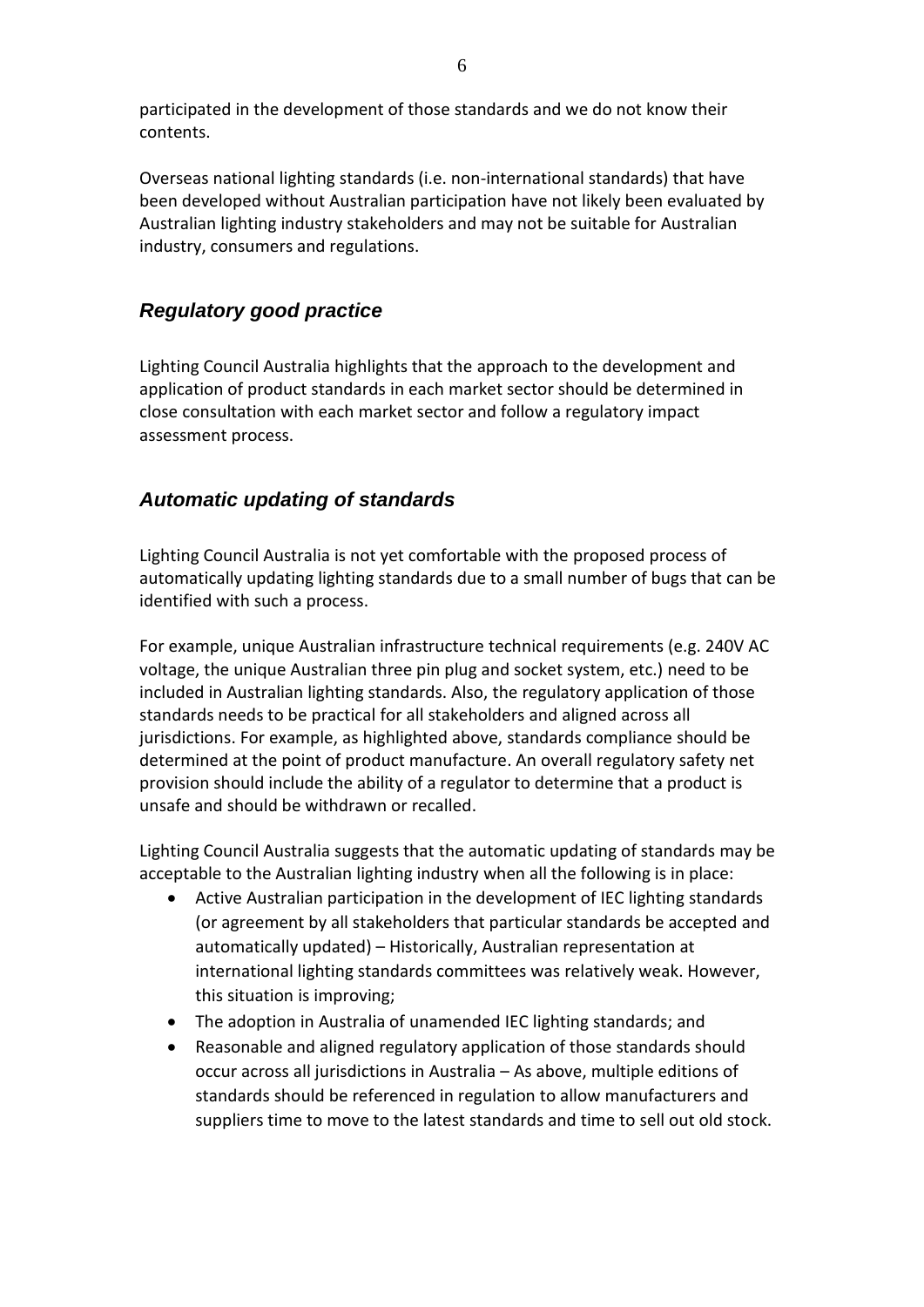participated in the development of those standards and we do not know their contents.

Overseas national lighting standards (i.e. non-international standards) that have been developed without Australian participation have not likely been evaluated by Australian lighting industry stakeholders and may not be suitable for Australian industry, consumers and regulations.

## *Regulatory good practice*

Lighting Council Australia highlights that the approach to the development and application of product standards in each market sector should be determined in close consultation with each market sector and follow a regulatory impact assessment process.

## *Automatic updating of standards*

Lighting Council Australia is not yet comfortable with the proposed process of automatically updating lighting standards due to a small number of bugs that can be identified with such a process.

For example, unique Australian infrastructure technical requirements (e.g. 240V AC voltage, the unique Australian three pin plug and socket system, etc.) need to be included in Australian lighting standards. Also, the regulatory application of those standards needs to be practical for all stakeholders and aligned across all jurisdictions. For example, as highlighted above, standards compliance should be determined at the point of product manufacture. An overall regulatory safety net provision should include the ability of a regulator to determine that a product is unsafe and should be withdrawn or recalled.

Lighting Council Australia suggests that the automatic updating of standards may be acceptable to the Australian lighting industry when all the following is in place:

- Active Australian participation in the development of IEC lighting standards (or agreement by all stakeholders that particular standards be accepted and automatically updated) – Historically, Australian representation at international lighting standards committees was relatively weak. However, this situation is improving;
- The adoption in Australia of unamended IEC lighting standards; and
- Reasonable and aligned regulatory application of those standards should occur across all jurisdictions in Australia – As above, multiple editions of standards should be referenced in regulation to allow manufacturers and suppliers time to move to the latest standards and time to sell out old stock.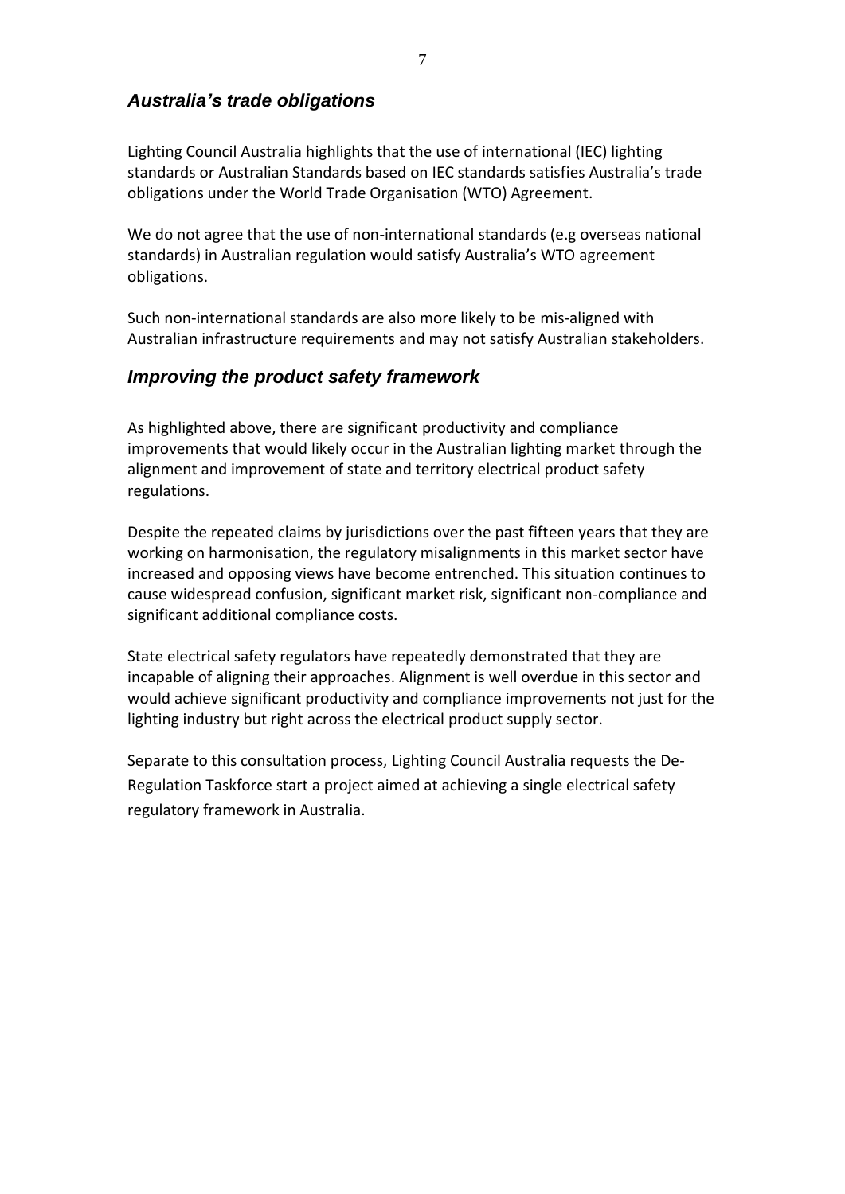## *Australia's trade obligations*

Lighting Council Australia highlights that the use of international (IEC) lighting standards or Australian Standards based on IEC standards satisfies Australia's trade obligations under the World Trade Organisation (WTO) Agreement.

We do not agree that the use of non-international standards (e.g overseas national standards) in Australian regulation would satisfy Australia's WTO agreement obligations.

Such non-international standards are also more likely to be mis-aligned with Australian infrastructure requirements and may not satisfy Australian stakeholders.

## *Improving the product safety framework*

As highlighted above, there are significant productivity and compliance improvements that would likely occur in the Australian lighting market through the alignment and improvement of state and territory electrical product safety regulations.

Despite the repeated claims by jurisdictions over the past fifteen years that they are working on harmonisation, the regulatory misalignments in this market sector have increased and opposing views have become entrenched. This situation continues to cause widespread confusion, significant market risk, significant non-compliance and significant additional compliance costs.

State electrical safety regulators have repeatedly demonstrated that they are incapable of aligning their approaches. Alignment is well overdue in this sector and would achieve significant productivity and compliance improvements not just for the lighting industry but right across the electrical product supply sector.

Separate to this consultation process, Lighting Council Australia requests the De-Regulation Taskforce start a project aimed at achieving a single electrical safety regulatory framework in Australia.